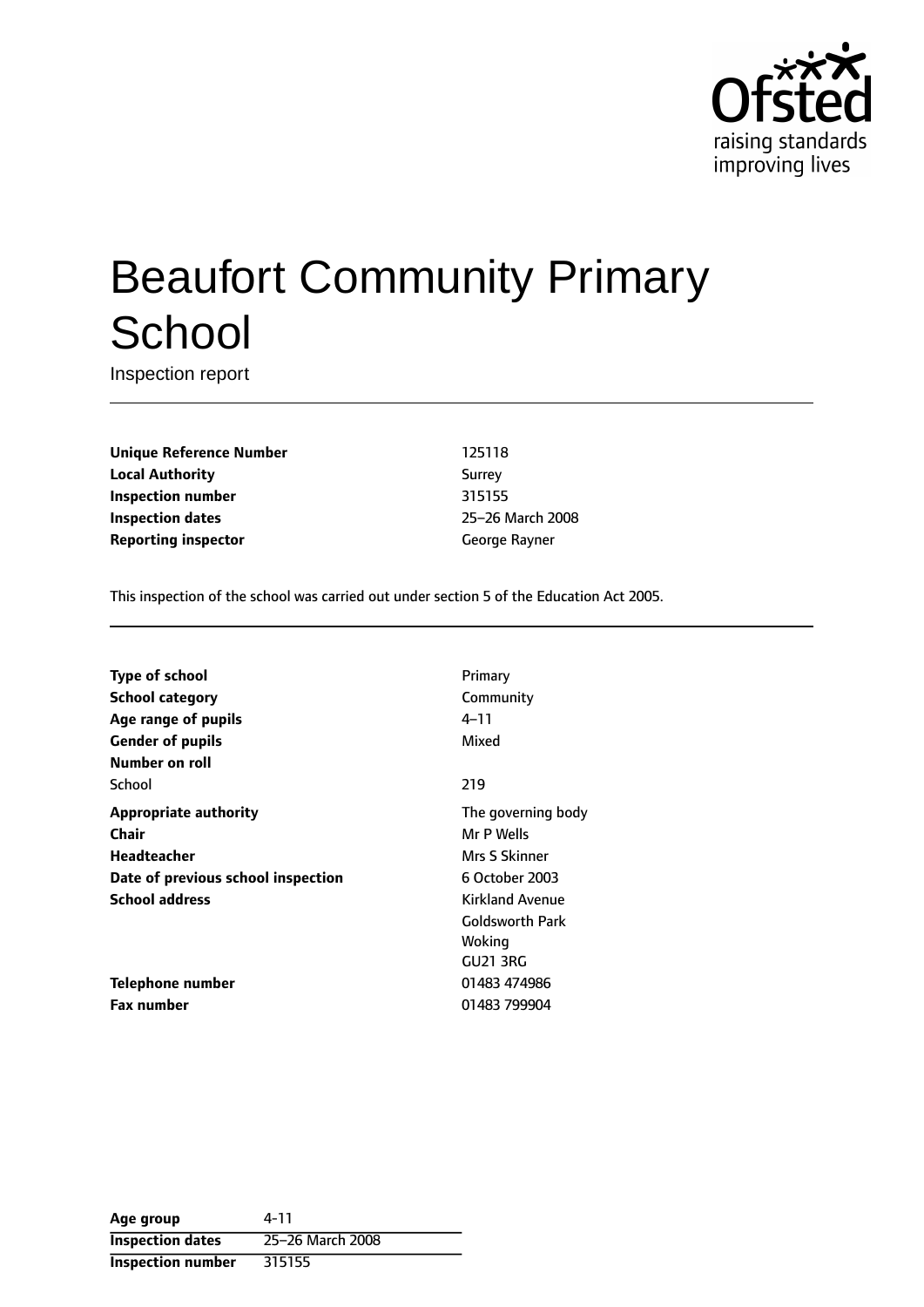# Beaufort Community Primary School

Inspection report

| | |
|---|---|
| **Unique Reference Number** | 125118 |
| **Local Authority** | Surrey |
| **Inspection number** | 315155 |
| **Inspection dates** | 25–26 March 2008 |
| **Reporting inspector** | George Rayner |

This inspection of the school was carried out under section 5 of the Education Act 2005.

| | |
|---|---|
| **Type of school** | Primary |
| **School category** | Community |
| **Age range of pupils** | 4–11 |
| **Gender of pupils** | Mixed |
| **Number on roll** | |
| School | 219 |
| **Appropriate authority** | The governing body |
| **Chair** | Mr P Wells |
| **Headteacher** | Mrs S Skinner |
| **Date of previous school inspection** | 6 October 2003 |
| **School address** | Kirkland Avenue<br>Goldsworth Park<br>Woking<br>GU21 3RG |
| **Telephone number** | 01483 474986 |
| **Fax number** | 01483 799904 |

| | |
|---|---|
| **Age group** | 4-11 |
| **Inspection dates** | 25–26 March 2008 |
| **Inspection number** | 315155 |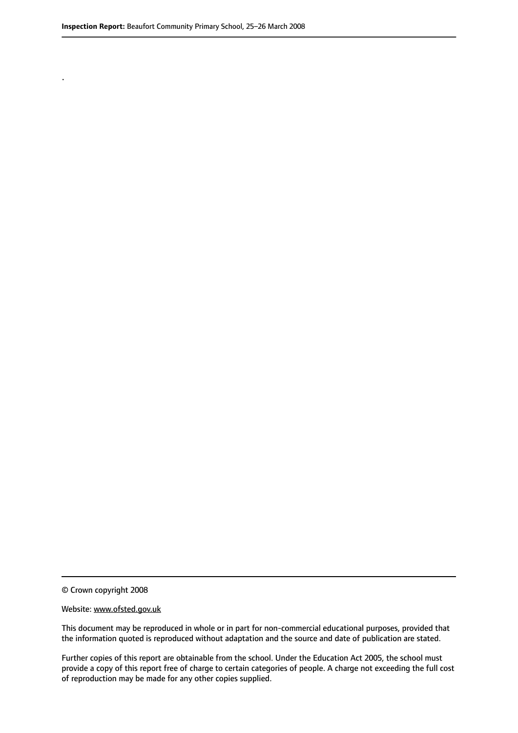.

© Crown copyright 2008

Website: www.ofsted.gov.uk

This document may be reproduced in whole or in part for non-commercial educational purposes, provided that the information quoted is reproduced without adaptation and the source and date of publication are stated.

Further copies of this report are obtainable from the school. Under the Education Act 2005, the school must provide a copy of this report free of charge to certain categories of people. A charge not exceeding the full cost of reproduction may be made for any other copies supplied.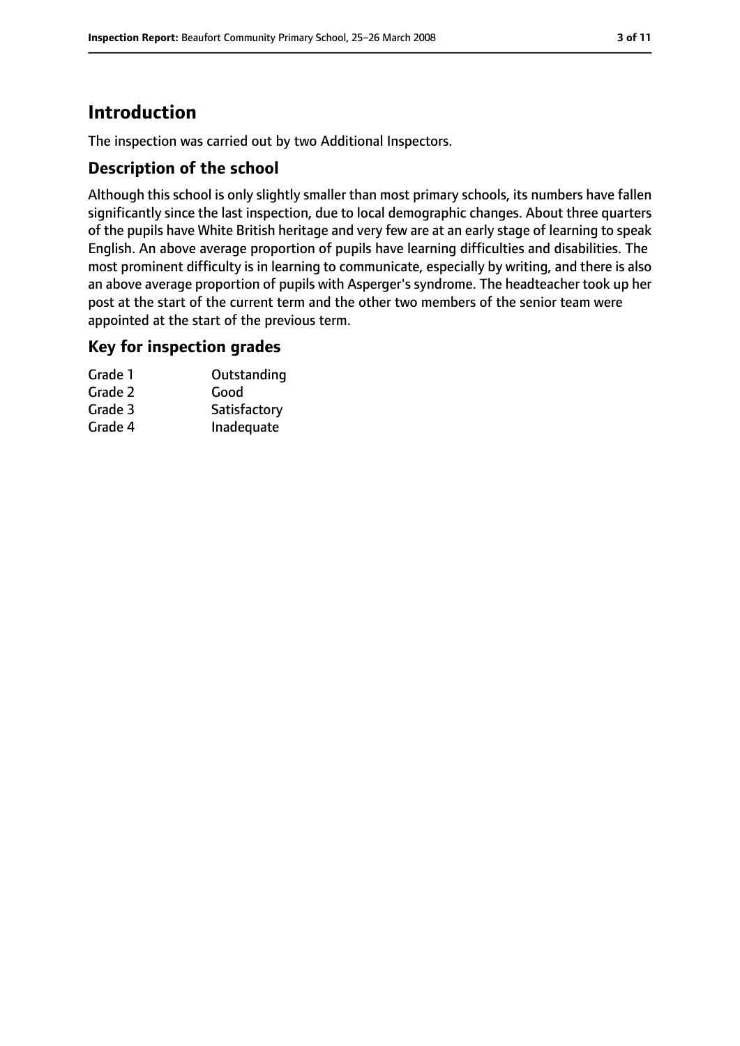# Introduction

The inspection was carried out by two Additional Inspectors.

## Description of the school

Although this school is only slightly smaller than most primary schools, its numbers have fallen significantly since the last inspection, due to local demographic changes. About three quarters of the pupils have White British heritage and very few are at an early stage of learning to speak English. An above average proportion of pupils have learning difficulties and disabilities. The most prominent difficulty is in learning to communicate, especially by writing, and there is also an above average proportion of pupils with Asperger's syndrome. The headteacher took up her post at the start of the current term and the other two members of the senior team were appointed at the start of the previous term.

## Key for inspection grades

| | |
|---|---|
| Grade 1 | Outstanding |
| Grade 2 | Good |
| Grade 3 | Satisfactory |
| Grade 4 | Inadequate |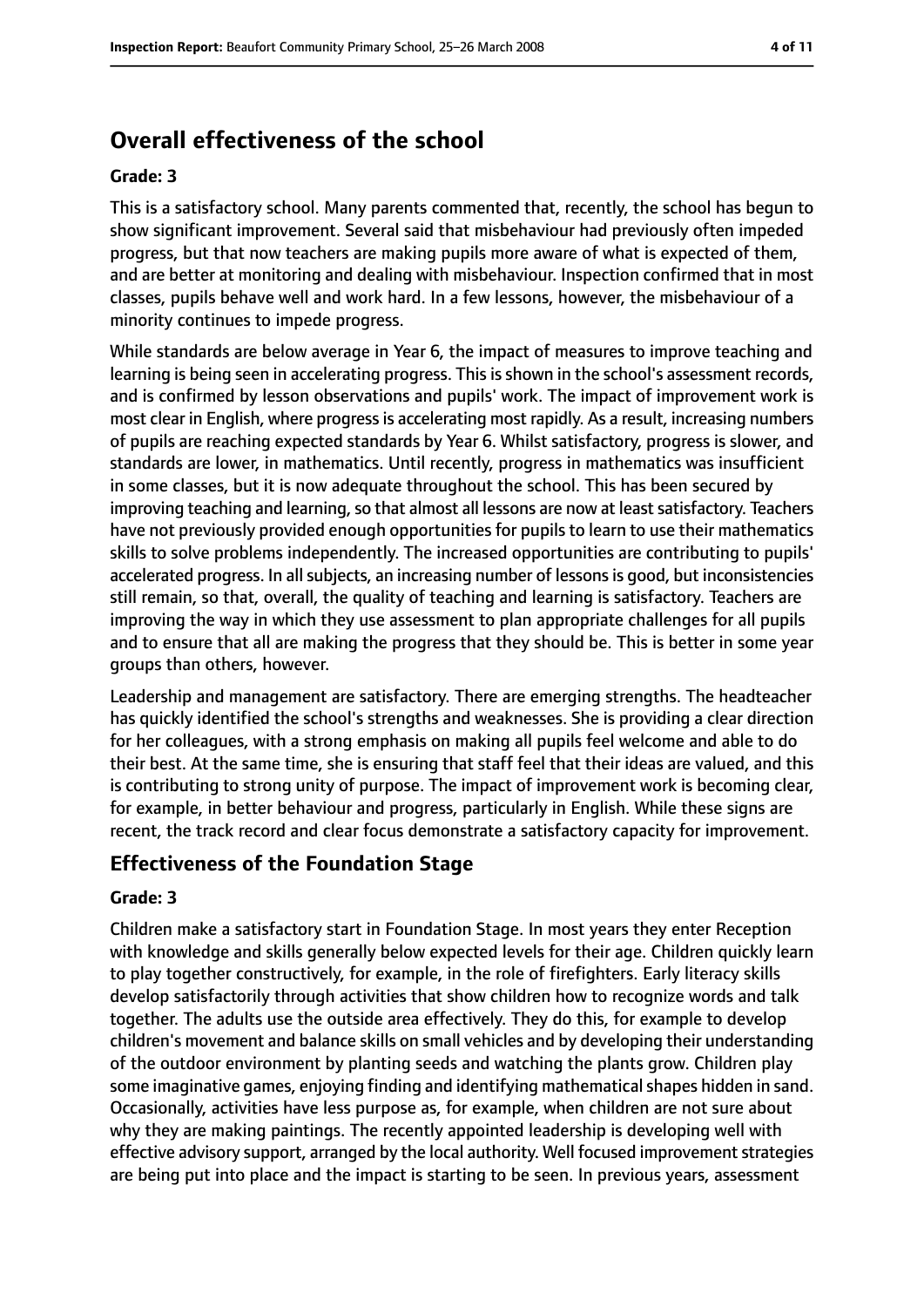## Overall effectiveness of the school

### Grade: 3

This is a satisfactory school. Many parents commented that, recently, the school has begun to show significant improvement. Several said that misbehaviour had previously often impeded progress, but that now teachers are making pupils more aware of what is expected of them, and are better at monitoring and dealing with misbehaviour. Inspection confirmed that in most classes, pupils behave well and work hard. In a few lessons, however, the misbehaviour of a minority continues to impede progress.

While standards are below average in Year 6, the impact of measures to improve teaching and learning is being seen in accelerating progress. This is shown in the school's assessment records, and is confirmed by lesson observations and pupils' work. The impact of improvement work is most clear in English, where progress is accelerating most rapidly. As a result, increasing numbers of pupils are reaching expected standards by Year 6. Whilst satisfactory, progress is slower, and standards are lower, in mathematics. Until recently, progress in mathematics was insufficient in some classes, but it is now adequate throughout the school. This has been secured by improving teaching and learning, so that almost all lessons are now at least satisfactory. Teachers have not previously provided enough opportunities for pupils to learn to use their mathematics skills to solve problems independently. The increased opportunities are contributing to pupils' accelerated progress. In all subjects, an increasing number of lessons is good, but inconsistencies still remain, so that, overall, the quality of teaching and learning is satisfactory. Teachers are improving the way in which they use assessment to plan appropriate challenges for all pupils and to ensure that all are making the progress that they should be. This is better in some year groups than others, however.

Leadership and management are satisfactory. There are emerging strengths. The headteacher has quickly identified the school's strengths and weaknesses. She is providing a clear direction for her colleagues, with a strong emphasis on making all pupils feel welcome and able to do their best. At the same time, she is ensuring that staff feel that their ideas are valued, and this is contributing to strong unity of purpose. The impact of improvement work is becoming clear, for example, in better behaviour and progress, particularly in English. While these signs are recent, the track record and clear focus demonstrate a satisfactory capacity for improvement.

## Effectiveness of the Foundation Stage

### Grade: 3

Children make a satisfactory start in Foundation Stage. In most years they enter Reception with knowledge and skills generally below expected levels for their age. Children quickly learn to play together constructively, for example, in the role of firefighters. Early literacy skills develop satisfactorily through activities that show children how to recognize words and talk together. The adults use the outside area effectively. They do this, for example to develop children's movement and balance skills on small vehicles and by developing their understanding of the outdoor environment by planting seeds and watching the plants grow. Children play some imaginative games, enjoying finding and identifying mathematical shapes hidden in sand. Occasionally, activities have less purpose as, for example, when children are not sure about why they are making paintings. The recently appointed leadership is developing well with effective advisory support, arranged by the local authority. Well focused improvement strategies are being put into place and the impact is starting to be seen. In previous years, assessment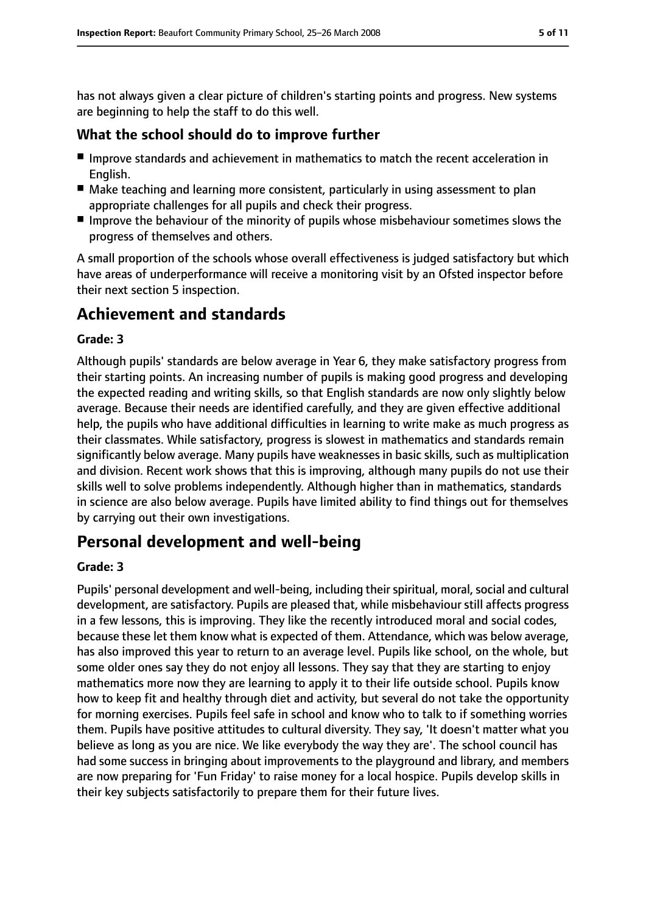has not always given a clear picture of children's starting points and progress. New systems are beginning to help the staff to do this well.

### What the school should do to improve further

- Improve standards and achievement in mathematics to match the recent acceleration in English.
- Make teaching and learning more consistent, particularly in using assessment to plan appropriate challenges for all pupils and check their progress.
- Improve the behaviour of the minority of pupils whose misbehaviour sometimes slows the progress of themselves and others.

A small proportion of the schools whose overall effectiveness is judged satisfactory but which have areas of underperformance will receive a monitoring visit by an Ofsted inspector before their next section 5 inspection.

## Achievement and standards

**Grade: 3**

Although pupils' standards are below average in Year 6, they make satisfactory progress from their starting points. An increasing number of pupils is making good progress and developing the expected reading and writing skills, so that English standards are now only slightly below average. Because their needs are identified carefully, and they are given effective additional help, the pupils who have additional difficulties in learning to write make as much progress as their classmates. While satisfactory, progress is slowest in mathematics and standards remain significantly below average. Many pupils have weaknesses in basic skills, such as multiplication and division. Recent work shows that this is improving, although many pupils do not use their skills well to solve problems independently. Although higher than in mathematics, standards in science are also below average. Pupils have limited ability to find things out for themselves by carrying out their own investigations.

## Personal development and well-being

**Grade: 3**

Pupils' personal development and well-being, including their spiritual, moral, social and cultural development, are satisfactory. Pupils are pleased that, while misbehaviour still affects progress in a few lessons, this is improving. They like the recently introduced moral and social codes, because these let them know what is expected of them. Attendance, which was below average, has also improved this year to return to an average level. Pupils like school, on the whole, but some older ones say they do not enjoy all lessons. They say that they are starting to enjoy mathematics more now they are learning to apply it to their life outside school. Pupils know how to keep fit and healthy through diet and activity, but several do not take the opportunity for morning exercises. Pupils feel safe in school and know who to talk to if something worries them. Pupils have positive attitudes to cultural diversity. They say, 'It doesn't matter what you believe as long as you are nice. We like everybody the way they are'. The school council has had some success in bringing about improvements to the playground and library, and members are now preparing for 'Fun Friday' to raise money for a local hospice. Pupils develop skills in their key subjects satisfactorily to prepare them for their future lives.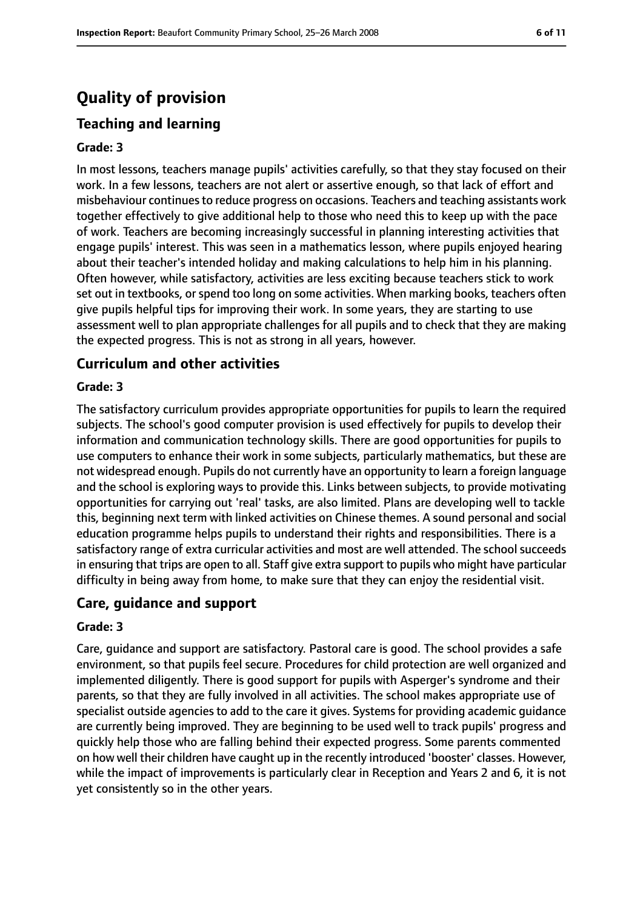# Quality of provision

## Teaching and learning

### Grade: 3

In most lessons, teachers manage pupils' activities carefully, so that they stay focused on their work. In a few lessons, teachers are not alert or assertive enough, so that lack of effort and misbehaviour continues to reduce progress on occasions. Teachers and teaching assistants work together effectively to give additional help to those who need this to keep up with the pace of work. Teachers are becoming increasingly successful in planning interesting activities that engage pupils' interest. This was seen in a mathematics lesson, where pupils enjoyed hearing about their teacher's intended holiday and making calculations to help him in his planning. Often however, while satisfactory, activities are less exciting because teachers stick to work set out in textbooks, or spend too long on some activities. When marking books, teachers often give pupils helpful tips for improving their work. In some years, they are starting to use assessment well to plan appropriate challenges for all pupils and to check that they are making the expected progress. This is not as strong in all years, however.

## Curriculum and other activities

### Grade: 3

The satisfactory curriculum provides appropriate opportunities for pupils to learn the required subjects. The school's good computer provision is used effectively for pupils to develop their information and communication technology skills. There are good opportunities for pupils to use computers to enhance their work in some subjects, particularly mathematics, but these are not widespread enough. Pupils do not currently have an opportunity to learn a foreign language and the school is exploring ways to provide this. Links between subjects, to provide motivating opportunities for carrying out 'real' tasks, are also limited. Plans are developing well to tackle this, beginning next term with linked activities on Chinese themes. A sound personal and social education programme helps pupils to understand their rights and responsibilities. There is a satisfactory range of extra curricular activities and most are well attended. The school succeeds in ensuring that trips are open to all. Staff give extra support to pupils who might have particular difficulty in being away from home, to make sure that they can enjoy the residential visit.

## Care, guidance and support

### Grade: 3

Care, guidance and support are satisfactory. Pastoral care is good. The school provides a safe environment, so that pupils feel secure. Procedures for child protection are well organized and implemented diligently. There is good support for pupils with Asperger's syndrome and their parents, so that they are fully involved in all activities. The school makes appropriate use of specialist outside agencies to add to the care it gives. Systems for providing academic guidance are currently being improved. They are beginning to be used well to track pupils' progress and quickly help those who are falling behind their expected progress. Some parents commented on how well their children have caught up in the recently introduced 'booster' classes. However, while the impact of improvements is particularly clear in Reception and Years 2 and 6, it is not yet consistently so in the other years.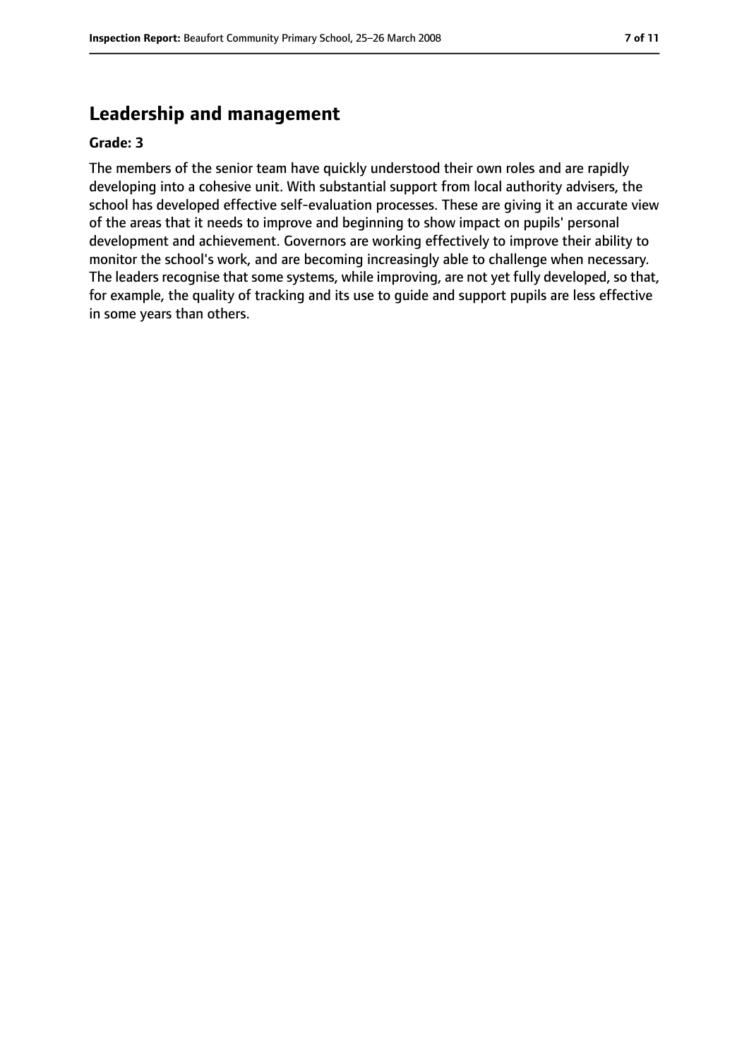## Leadership and management

**Grade: 3**

The members of the senior team have quickly understood their own roles and are rapidly developing into a cohesive unit. With substantial support from local authority advisers, the school has developed effective self-evaluation processes. These are giving it an accurate view of the areas that it needs to improve and beginning to show impact on pupils' personal development and achievement. Governors are working effectively to improve their ability to monitor the school's work, and are becoming increasingly able to challenge when necessary. The leaders recognise that some systems, while improving, are not yet fully developed, so that, for example, the quality of tracking and its use to guide and support pupils are less effective in some years than others.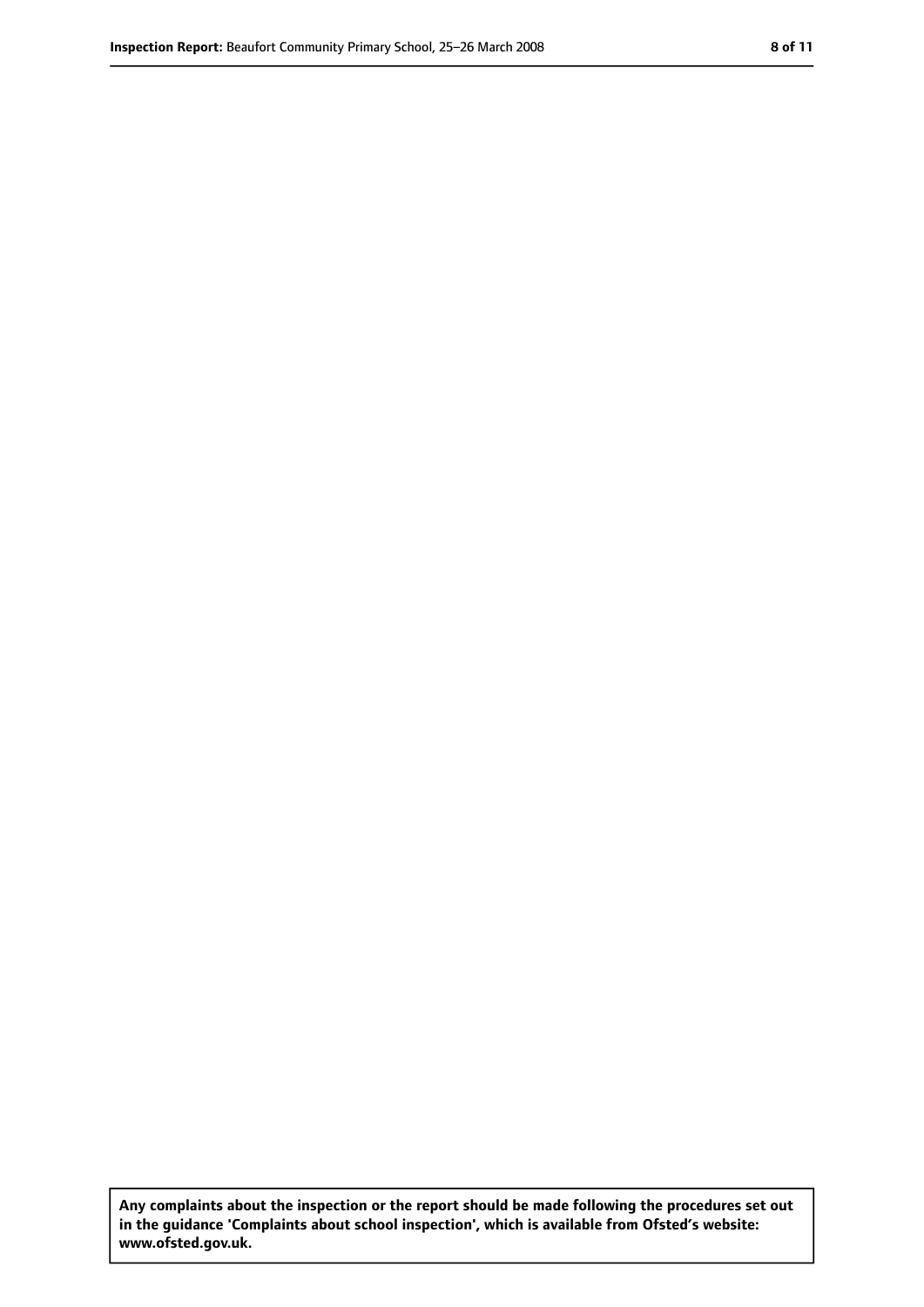**Any complaints about the inspection or the report should be made following the procedures set out in the guidance 'Complaints about school inspection', which is available from Ofsted's website: www.ofsted.gov.uk.**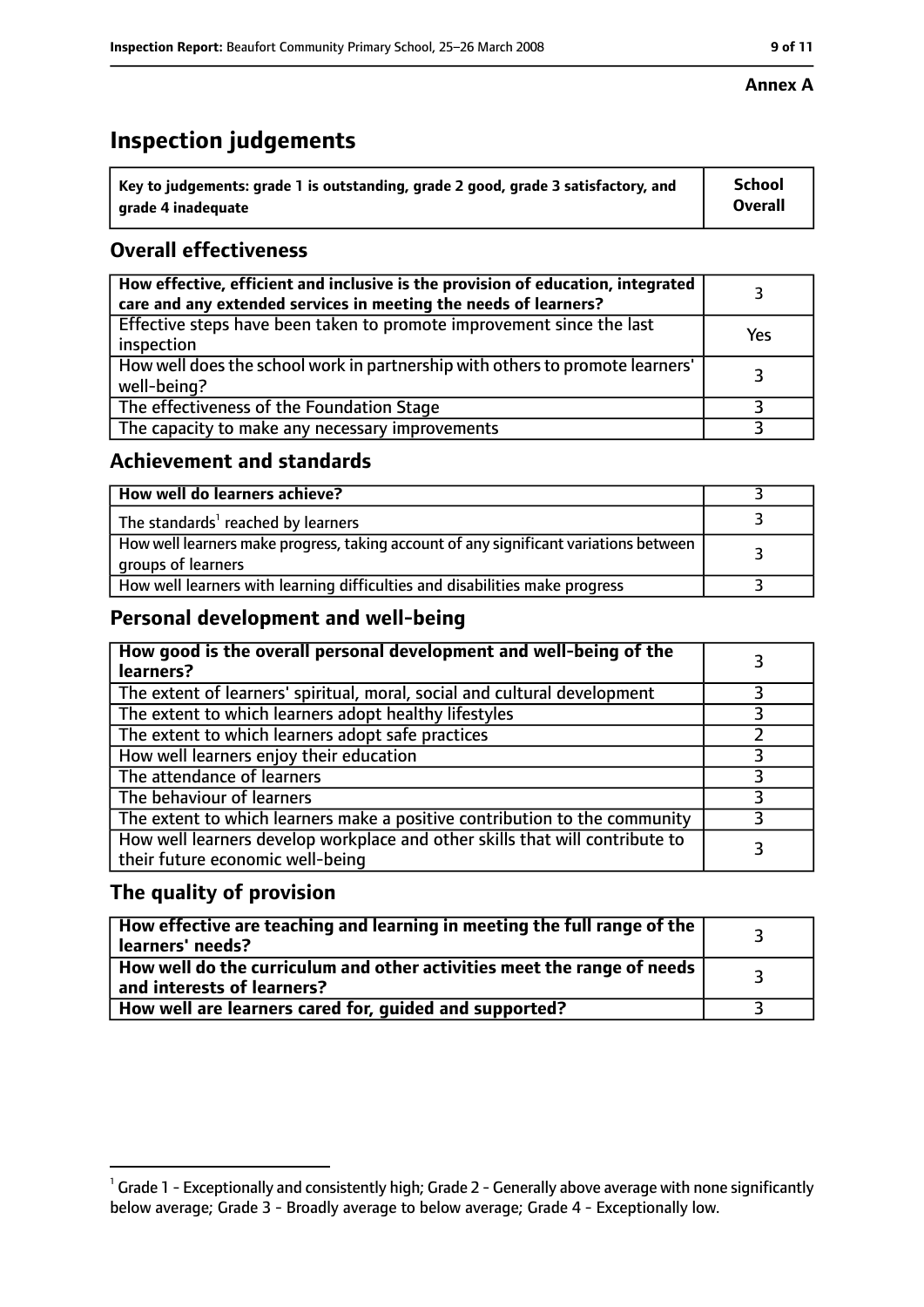**Annex A**

# Inspection judgements

| Key to judgements: grade 1 is outstanding, grade 2 good, grade 3 satisfactory, and grade 4 inadequate | School Overall |
|---|---|

## Overall effectiveness

| | |
|---|---|
| **How effective, efficient and inclusive is the provision of education, integrated care and any extended services in meeting the needs of learners?** | 3 |
| Effective steps have been taken to promote improvement since the last inspection | Yes |
| How well does the school work in partnership with others to promote learners' well-being? | 3 |
| The effectiveness of the Foundation Stage | 3 |
| The capacity to make any necessary improvements | 3 |

## Achievement and standards

| | |
|---|---|
| **How well do learners achieve?** | 3 |
| The standards[1] reached by learners | 3 |
| How well learners make progress, taking account of any significant variations between groups of learners | 3 |
| How well learners with learning difficulties and disabilities make progress | 3 |

## Personal development and well-being

| | |
|---|---|
| **How good is the overall personal development and well-being of the learners?** | 3 |
| The extent of learners' spiritual, moral, social and cultural development | 3 |
| The extent to which learners adopt healthy lifestyles | 3 |
| The extent to which learners adopt safe practices | 2 |
| How well learners enjoy their education | 3 |
| The attendance of learners | 3 |
| The behaviour of learners | 3 |
| The extent to which learners make a positive contribution to the community | 3 |
| How well learners develop workplace and other skills that will contribute to their future economic well-being | 3 |

## The quality of provision

| | |
|---|---|
| **How effective are teaching and learning in meeting the full range of the learners' needs?** | 3 |
| **How well do the curriculum and other activities meet the range of needs and interests of learners?** | 3 |
| **How well are learners cared for, guided and supported?** | 3 |

[1] Grade 1 - Exceptionally and consistently high; Grade 2 - Generally above average with none significantly below average; Grade 3 - Broadly average to below average; Grade 4 - Exceptionally low.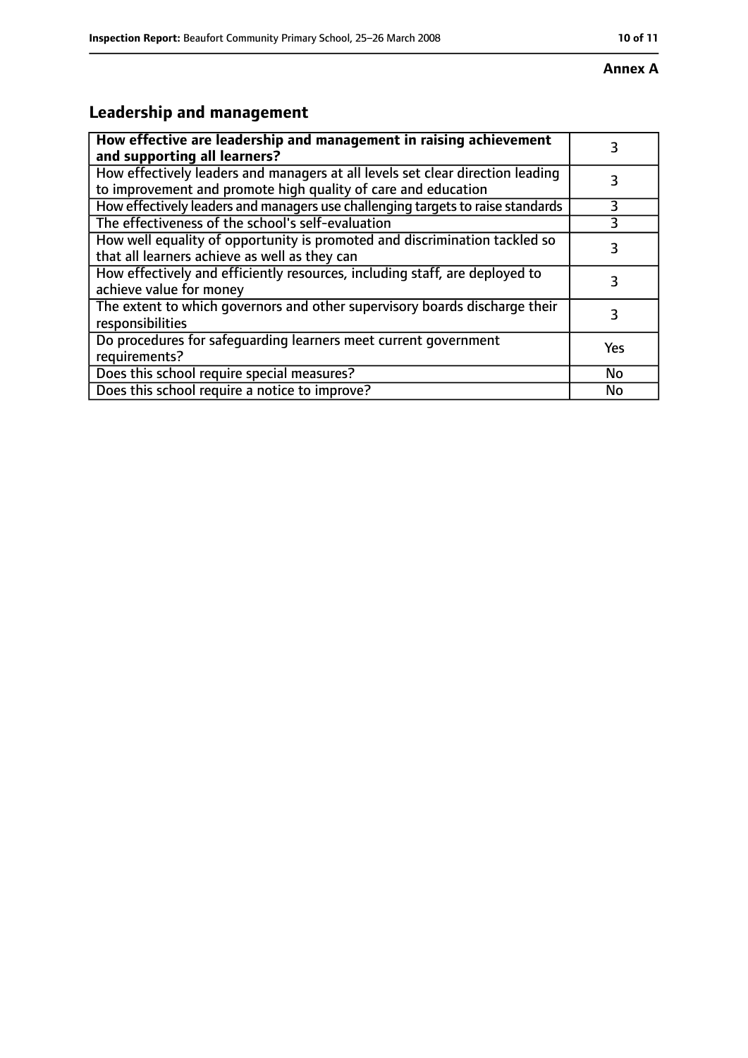**Annex A**

## Leadership and management

| **How effective are leadership and management in raising achievement and supporting all learners?** | 3 |
| --- | --- |
| How effectively leaders and managers at all levels set clear direction leading to improvement and promote high quality of care and education | 3 |
| How effectively leaders and managers use challenging targets to raise standards | 3 |
| The effectiveness of the school's self-evaluation | 3 |
| How well equality of opportunity is promoted and discrimination tackled so that all learners achieve as well as they can | 3 |
| How effectively and efficiently resources, including staff, are deployed to achieve value for money | 3 |
| The extent to which governors and other supervisory boards discharge their responsibilities | 3 |
| Do procedures for safeguarding learners meet current government requirements? | Yes |
| Does this school require special measures? | No |
| Does this school require a notice to improve? | No |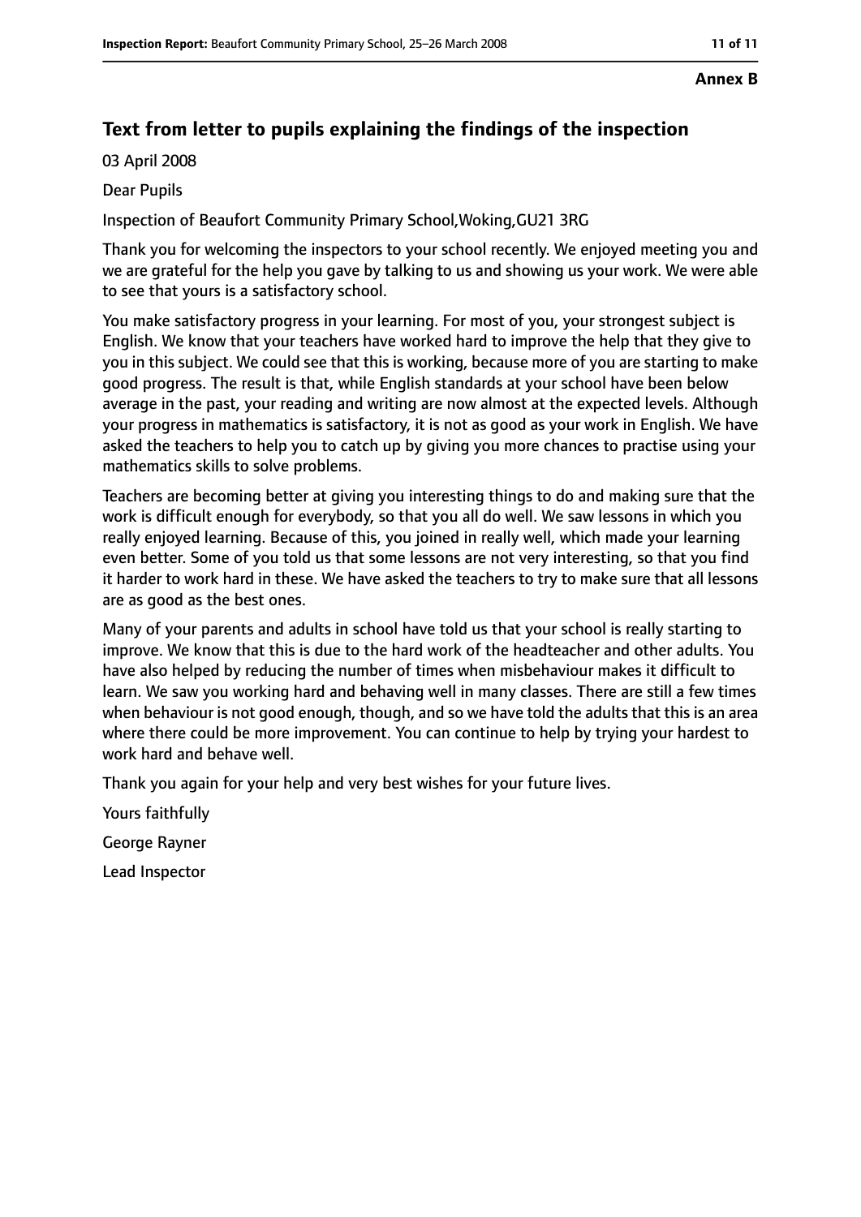**Annex B**

## Text from letter to pupils explaining the findings of the inspection

03 April 2008

Dear Pupils

Inspection of Beaufort Community Primary School,Woking,GU21 3RG

Thank you for welcoming the inspectors to your school recently. We enjoyed meeting you and we are grateful for the help you gave by talking to us and showing us your work. We were able to see that yours is a satisfactory school.

You make satisfactory progress in your learning. For most of you, your strongest subject is English. We know that your teachers have worked hard to improve the help that they give to you in this subject. We could see that this is working, because more of you are starting to make good progress. The result is that, while English standards at your school have been below average in the past, your reading and writing are now almost at the expected levels. Although your progress in mathematics is satisfactory, it is not as good as your work in English. We have asked the teachers to help you to catch up by giving you more chances to practise using your mathematics skills to solve problems.

Teachers are becoming better at giving you interesting things to do and making sure that the work is difficult enough for everybody, so that you all do well. We saw lessons in which you really enjoyed learning. Because of this, you joined in really well, which made your learning even better. Some of you told us that some lessons are not very interesting, so that you find it harder to work hard in these. We have asked the teachers to try to make sure that all lessons are as good as the best ones.

Many of your parents and adults in school have told us that your school is really starting to improve. We know that this is due to the hard work of the headteacher and other adults. You have also helped by reducing the number of times when misbehaviour makes it difficult to learn. We saw you working hard and behaving well in many classes. There are still a few times when behaviour is not good enough, though, and so we have told the adults that this is an area where there could be more improvement. You can continue to help by trying your hardest to work hard and behave well.

Thank you again for your help and very best wishes for your future lives.

Yours faithfully

George Rayner

Lead Inspector